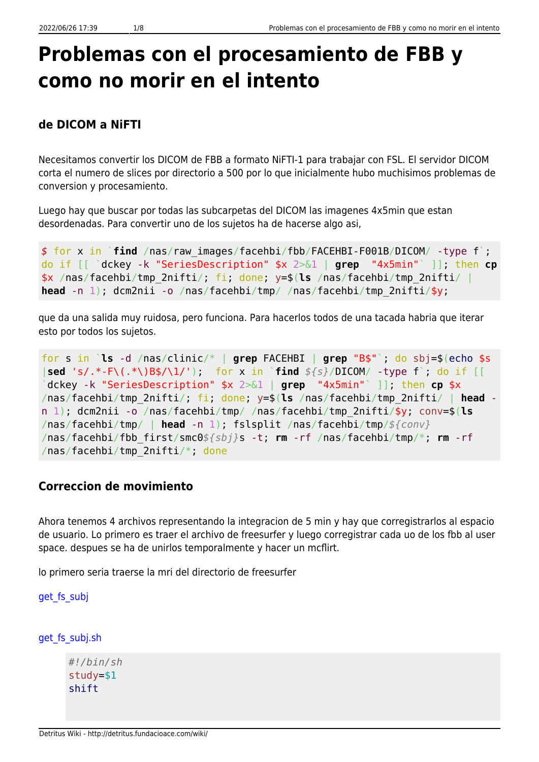# Problemas con el procesamiento de FBB y como no morir en el intento

## de DICOM a NiFTI

Necesitamos convertir los DICOM de FBB a formato NiFTI-1 para trabajar con FSL. El servidor DICOM corta el numero de slices por directorio a 500 por lo que inicialmente hubo muchisimos problemas de conversion y procesamiento.

Luego hay que buscar por todas las subcarpetas del DICOM las imagenes 4x5min que estan desordenadas. Para convertir uno de los sujetos ha de hacerse algo asi,

```
$ for x in `find /nas/raw_images/facehbi/fbb/FACEHBI-F001B/DICOM/ -type f`; do if [[ `dckey -k "SeriesDescription" $x 2>&1 | grep  "4x5min"` ]]; then cp $x /nas/facehbi/tmp_2nifti/; fi; done; y=$(ls /nas/facehbi/tmp_2nifti/ | head -n 1); dcm2nii -o /nas/facehbi/tmp/ /nas/facehbi/tmp_2nifti/$y;
```

que da una salida muy ruidosa, pero funciona. Para hacerlos todos de una tacada habria que iterar esto por todos los sujetos.

```
for s in `ls -d /nas/clinic/* | grep FACEHBI | grep "B$"`; do sbj=$(echo $s |sed 's/.*-F\(.*\)B$/\1/');  for x in `find ${s}/DICOM/ -type f`; do if [[ `dckey -k "SeriesDescription" $x 2>&1 | grep  "4x5min"` ]]; then cp $x /nas/facehbi/tmp_2nifti/; fi; done; y=$(ls /nas/facehbi/tmp_2nifti/ | head -n 1); dcm2nii -o /nas/facehbi/tmp/ /nas/facehbi/tmp_2nifti/$y; conv=$(ls /nas/facehbi/tmp/ | head -n 1); fslsplit /nas/facehbi/tmp/${conv} /nas/facehbi/fbb_first/smc0${sbj}s -t; rm -rf /nas/facehbi/tmp/*; rm -rf /nas/facehbi/tmp_2nifti/*; done
```

## Correccion de movimiento

Ahora tenemos 4 archivos representando la integracion de 5 min y hay que corregistrarlos al espacio de usuario. Lo primero es traer el archivo de freesurfer y luego corregistrar cada uo de los fbb al user space. despues se ha de unirlos temporalmente y hacer un mcflirt.

lo primero seria traerse la mri del directorio de freesurfer

get_fs_subj

get_fs_subj.sh

```
#!/bin/sh
study=$1
shift
```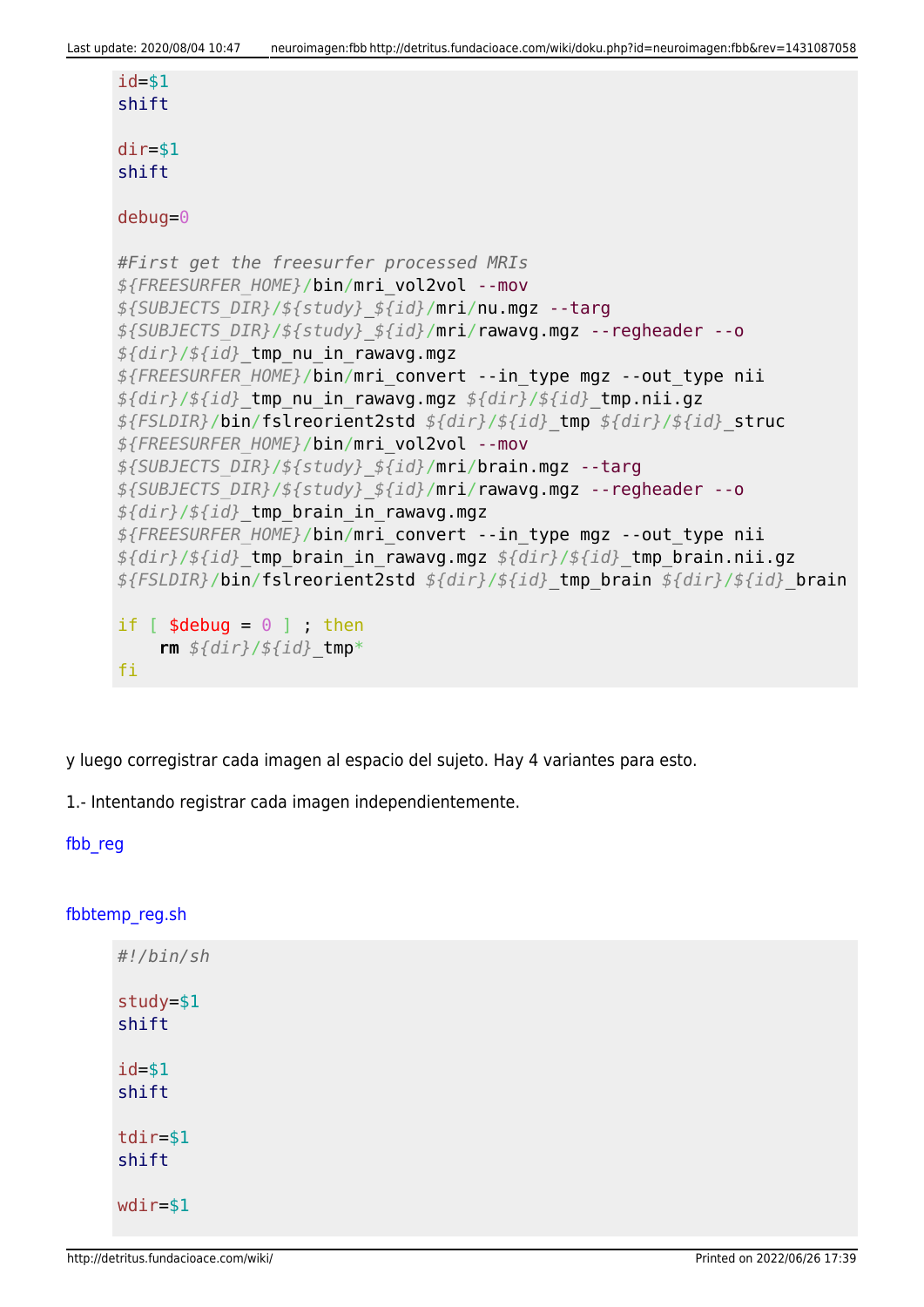```
id=$1
shift

dir=$1
shift

debug=0

#First get the freesurfer processed MRIs
${FREESURFER_HOME}/bin/mri_vol2vol --mov
${SUBJECTS_DIR}/${study}_${id}/mri/nu.mgz --targ
${SUBJECTS_DIR}/${study}_${id}/mri/rawavg.mgz --regheader --o
${dir}/${id}_tmp_nu_in_rawavg.mgz
${FREESURFER_HOME}/bin/mri_convert --in_type mgz --out_type nii
${dir}/${id}_tmp_nu_in_rawavg.mgz ${dir}/${id}_tmp.nii.gz
${FSLDIR}/bin/fslreorient2std ${dir}/${id}_tmp ${dir}/${id}_struc
${FREESURFER_HOME}/bin/mri_vol2vol --mov
${SUBJECTS_DIR}/${study}_${id}/mri/brain.mgz --targ
${SUBJECTS_DIR}/${study}_${id}/mri/rawavg.mgz --regheader --o
${dir}/${id}_tmp_brain_in_rawavg.mgz
${FREESURFER_HOME}/bin/mri_convert --in_type mgz --out_type nii
${dir}/${id}_tmp_brain_in_rawavg.mgz ${dir}/${id}_tmp_brain.nii.gz
${FSLDIR}/bin/fslreorient2std ${dir}/${id}_tmp_brain ${dir}/${id}_brain

if [ $debug = 0 ] ; then
    rm ${dir}/${id}_tmp*
fi
```

y luego corregistrar cada imagen al espacio del sujeto. Hay 4 variantes para esto.

1.- Intentando registrar cada imagen independientemente.

fbb_reg

fbbtemp_reg.sh

```
#!/bin/sh

study=$1
shift

id=$1
shift

tdir=$1
shift

wdir=$1
```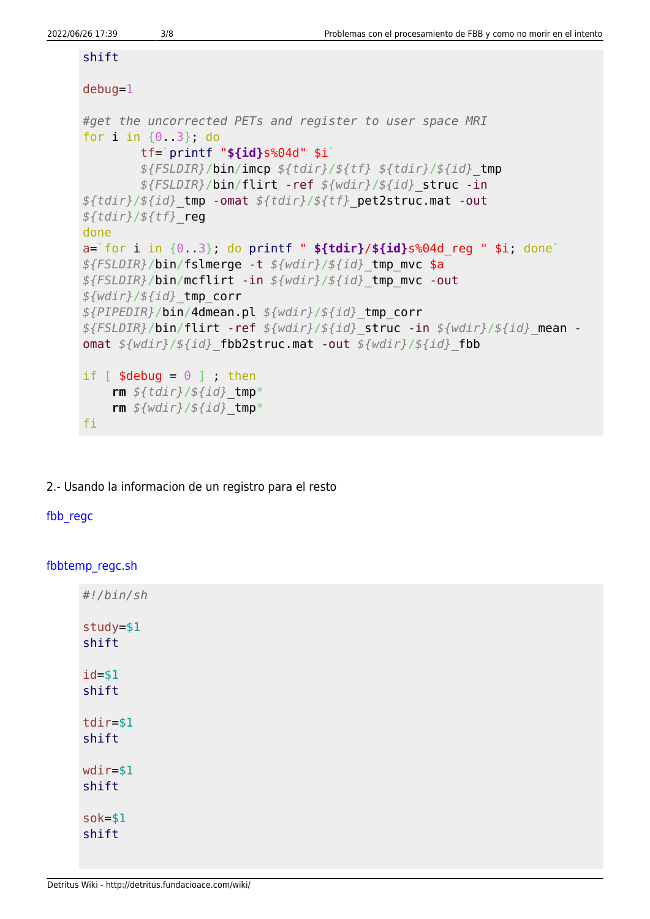```
shift

debug=1

#get the uncorrected PETs and register to user space MRI
for i in {0..3}; do
        tf=`printf "${id}s%04d" $i`
        ${FSLDIR}/bin/imcp ${tdir}/${tf} ${tdir}/${id}_tmp
        ${FSLDIR}/bin/flirt -ref ${wdir}/${id}_struc -in
${tdir}/${id}_tmp -omat ${tdir}/${tf}_pet2struc.mat -out
${tdir}/${tf}_reg
done
a=`for i in {0..3}; do printf " ${tdir}/${id}s%04d_reg " $i; done`
${FSLDIR}/bin/fslmerge -t ${wdir}/${id}_tmp_mvc $a
${FSLDIR}/bin/mcflirt -in ${wdir}/${id}_tmp_mvc -out
${wdir}/${id}_tmp_corr
${PIPEDIR}/bin/4dmean.pl ${wdir}/${id}_tmp_corr
${FSLDIR}/bin/flirt -ref ${wdir}/${id}_struc -in ${wdir}/${id}_mean -
omat ${wdir}/${id}_fbb2struc.mat -out ${wdir}/${id}_fbb

if [ $debug = 0 ] ; then
    rm ${tdir}/${id}_tmp*
    rm ${wdir}/${id}_tmp*
fi
```

2.- Usando la informacion de un registro para el resto

fbb_regc

fbbtemp_regc.sh

```
#!/bin/sh

study=$1
shift

id=$1
shift

tdir=$1
shift

wdir=$1
shift

sok=$1
shift
```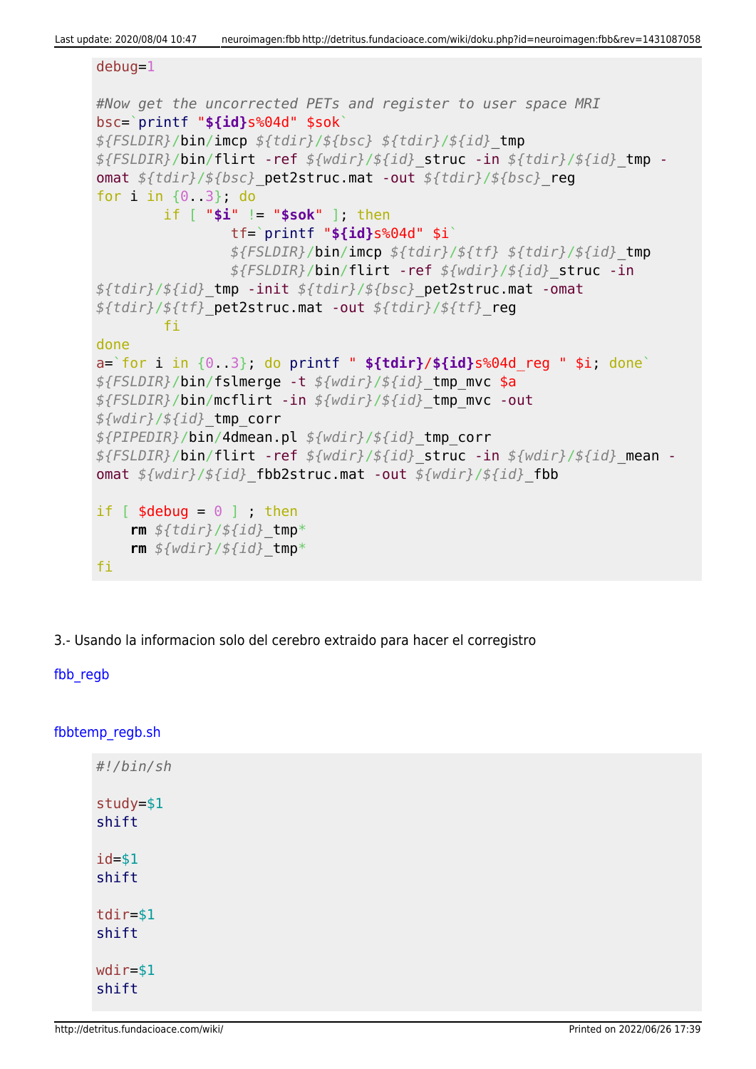```
debug=1

#Now get the uncorrected PETs and register to user space MRI
bsc=`printf "${id}s%04d" $sok`
${FSLDIR}/bin/imcp ${tdir}/${bsc} ${tdir}/${id}_tmp
${FSLDIR}/bin/flirt -ref ${wdir}/${id}_struc -in ${tdir}/${id}_tmp -omat ${tdir}/${bsc}_pet2struc.mat -out ${tdir}/${bsc}_reg
for i in {0..3}; do
        if [ "$i" != "$sok" ]; then
                tf=`printf "${id}s%04d" $i`
                ${FSLDIR}/bin/imcp ${tdir}/${tf} ${tdir}/${id}_tmp
                ${FSLDIR}/bin/flirt -ref ${wdir}/${id}_struc -in ${tdir}/${id}_tmp -init ${tdir}/${bsc}_pet2struc.mat -omat ${tdir}/${tf}_pet2struc.mat -out ${tdir}/${tf}_reg
        fi
done
a=`for i in {0..3}; do printf " ${tdir}/${id}s%04d_reg " $i; done`
${FSLDIR}/bin/fslmerge -t ${wdir}/${id}_tmp_mvc $a
${FSLDIR}/bin/mcflirt -in ${wdir}/${id}_tmp_mvc -out ${wdir}/${id}_tmp_corr
${PIPEDIR}/bin/4dmean.pl ${wdir}/${id}_tmp_corr
${FSLDIR}/bin/flirt -ref ${wdir}/${id}_struc -in ${wdir}/${id}_mean -omat ${wdir}/${id}_fbb2struc.mat -out ${wdir}/${id}_fbb

if [ $debug = 0 ] ; then
    rm ${tdir}/${id}_tmp*
    rm ${wdir}/${id}_tmp*
fi
```

3.- Usando la informacion solo del cerebro extraido para hacer el corregistro

fbb_regb

fbbtemp_regb.sh

```
#!/bin/sh

study=$1
shift

id=$1
shift

tdir=$1
shift

wdir=$1
shift
```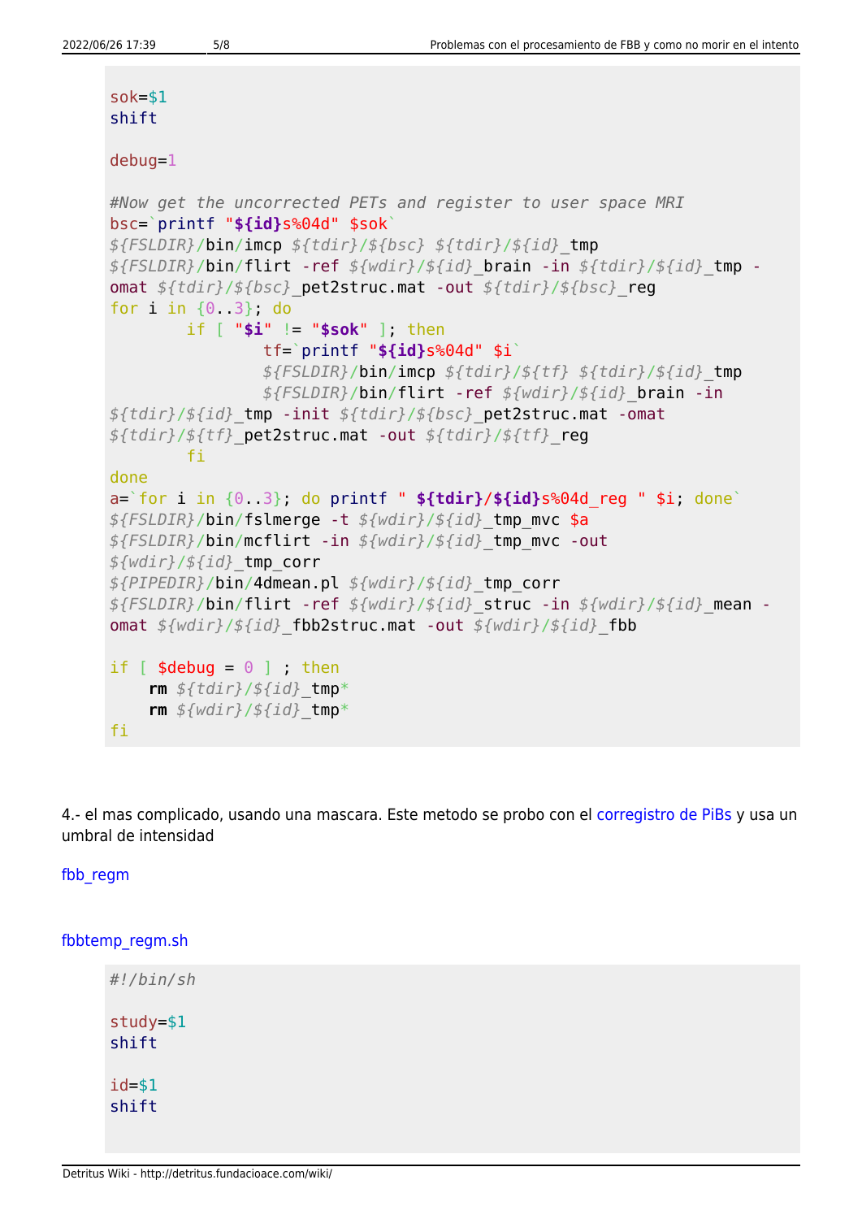```
sok=$1
shift

debug=1

#Now get the uncorrected PETs and register to user space MRI
bsc=`printf "${id}s%04d" $sok`
${FSLDIR}/bin/imcp ${tdir}/${bsc} ${tdir}/${id}_tmp
${FSLDIR}/bin/flirt -ref ${wdir}/${id}_brain -in ${tdir}/${id}_tmp -omat ${tdir}/${bsc}_pet2struc.mat -out ${tdir}/${bsc}_reg
for i in {0..3}; do
        if [ "$i" != "$sok" ]; then
                tf=`printf "${id}s%04d" $i`
                ${FSLDIR}/bin/imcp ${tdir}/${tf} ${tdir}/${id}_tmp
                ${FSLDIR}/bin/flirt -ref ${wdir}/${id}_brain -in ${tdir}/${id}_tmp -init ${tdir}/${bsc}_pet2struc.mat -omat ${tdir}/${tf}_pet2struc.mat -out ${tdir}/${tf}_reg
        fi
done
a=`for i in {0..3}; do printf " ${tdir}/${id}s%04d_reg " $i; done`
${FSLDIR}/bin/fslmerge -t ${wdir}/${id}_tmp_mvc $a
${FSLDIR}/bin/mcflirt -in ${wdir}/${id}_tmp_mvc -out ${wdir}/${id}_tmp_corr
${PIPEDIR}/bin/4dmean.pl ${wdir}/${id}_tmp_corr
${FSLDIR}/bin/flirt -ref ${wdir}/${id}_struc -in ${wdir}/${id}_mean -omat ${wdir}/${id}_fbb2struc.mat -out ${wdir}/${id}_fbb

if [ $debug = 0 ] ; then
    rm ${tdir}/${id}_tmp*
    rm ${wdir}/${id}_tmp*
fi
```

4.- el mas complicado, usando una mascara. Este metodo se probo con el corregistro de PiBs y usa un umbral de intensidad

fbb_regm

fbbtemp_regm.sh

```
#!/bin/sh

study=$1
shift

id=$1
shift
```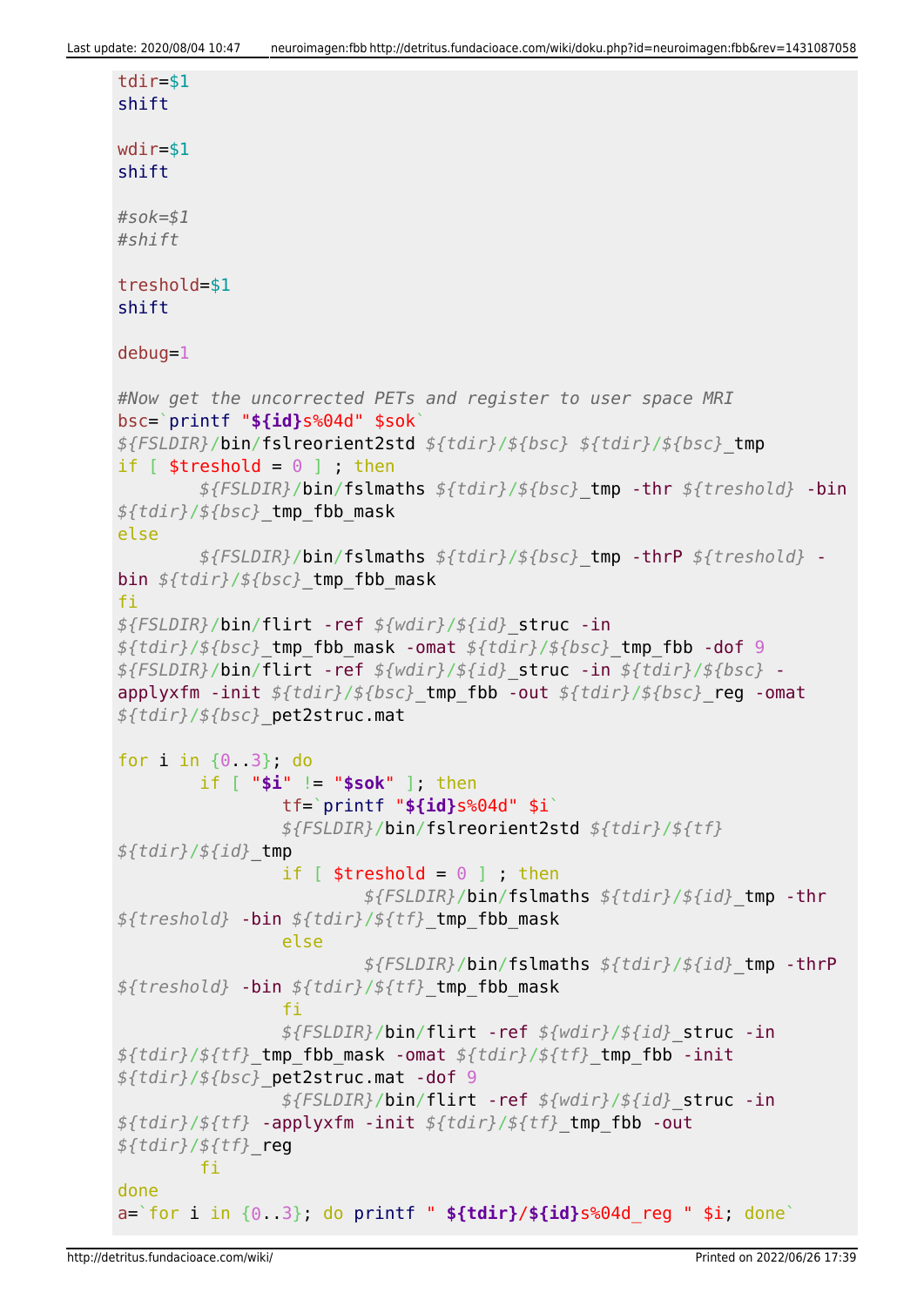```
tdir=$1
shift

wdir=$1
shift

#sok=$1
#shift

treshold=$1
shift

debug=1

#Now get the uncorrected PETs and register to user space MRI
bsc=`printf "${id}s%04d" $sok`
${FSLDIR}/bin/fslreorient2std ${tdir}/${bsc} ${tdir}/${bsc}_tmp
if [ $treshold = 0 ] ; then
        ${FSLDIR}/bin/fslmaths ${tdir}/${bsc}_tmp -thr ${treshold} -bin
${tdir}/${bsc}_tmp_fbb_mask
else
        ${FSLDIR}/bin/fslmaths ${tdir}/${bsc}_tmp -thrP ${treshold} -
bin ${tdir}/${bsc}_tmp_fbb_mask
fi
${FSLDIR}/bin/flirt -ref ${wdir}/${id}_struc -in
${tdir}/${bsc}_tmp_fbb_mask -omat ${tdir}/${bsc}_tmp_fbb -dof 9
${FSLDIR}/bin/flirt -ref ${wdir}/${id}_struc -in ${tdir}/${bsc} -
applyxfm -init ${tdir}/${bsc}_tmp_fbb -out ${tdir}/${bsc}_reg -omat
${tdir}/${bsc}_pet2struc.mat

for i in {0..3}; do
        if [ "$i" != "$sok" ]; then
                tf=`printf "${id}s%04d" $i`
                ${FSLDIR}/bin/fslreorient2std ${tdir}/${tf}
${tdir}/${id}_tmp
                if [ $treshold = 0 ] ; then
                        ${FSLDIR}/bin/fslmaths ${tdir}/${id}_tmp -thr
${treshold} -bin ${tdir}/${tf}_tmp_fbb_mask
                else
                        ${FSLDIR}/bin/fslmaths ${tdir}/${id}_tmp -thrP
${treshold} -bin ${tdir}/${tf}_tmp_fbb_mask
                fi
                ${FSLDIR}/bin/flirt -ref ${wdir}/${id}_struc -in
${tdir}/${tf}_tmp_fbb_mask -omat ${tdir}/${tf}_tmp_fbb -init
${tdir}/${bsc}_pet2struc.mat -dof 9
                ${FSLDIR}/bin/flirt -ref ${wdir}/${id}_struc -in
${tdir}/${tf} -applyxfm -init ${tdir}/${tf}_tmp_fbb -out
${tdir}/${tf}_reg
        fi
done
a=`for i in {0..3}; do printf " ${tdir}/${id}s%04d_reg " $i; done`
```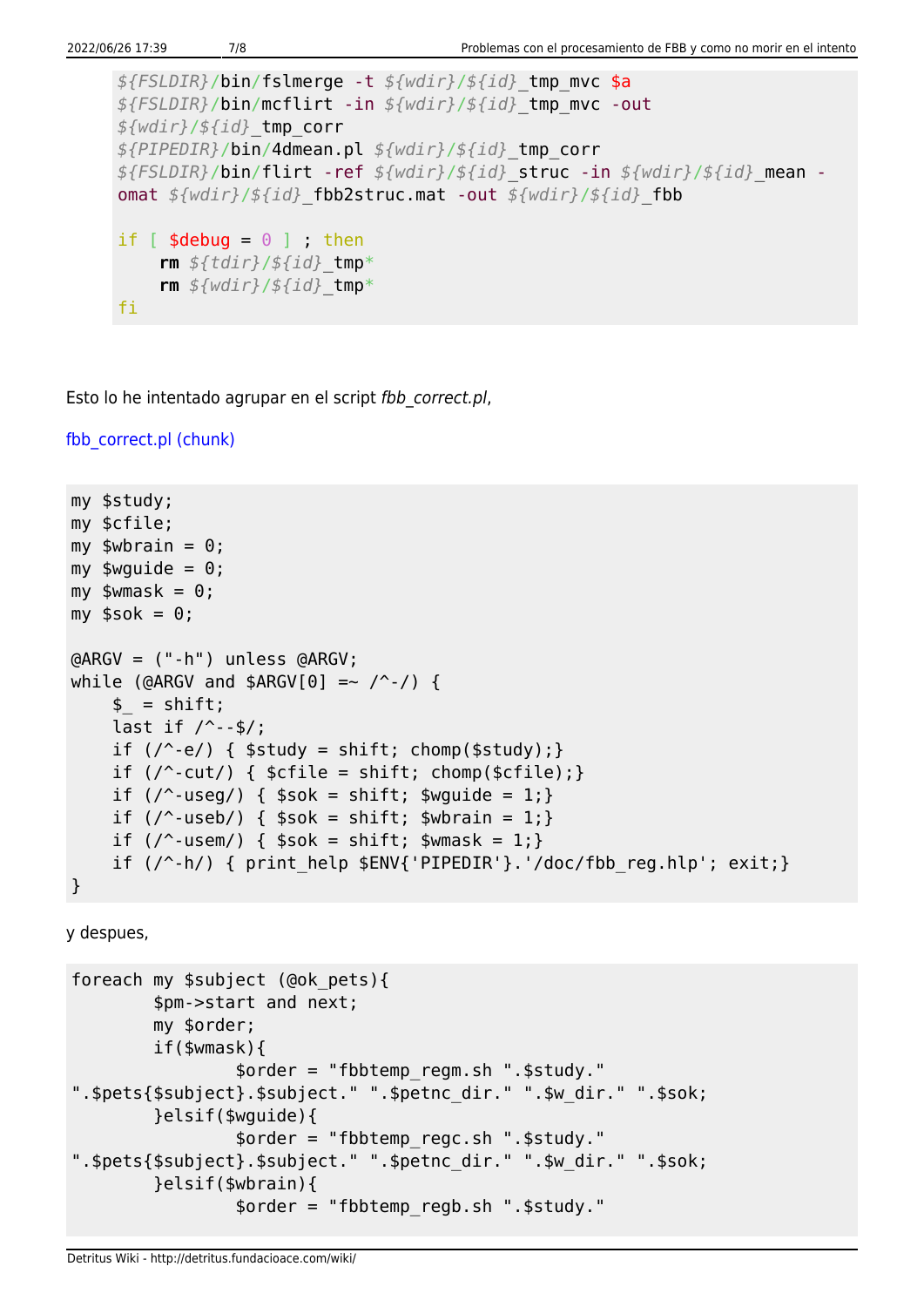```
${FSLDIR}/bin/fslmerge -t ${wdir}/${id}_tmp_mvc $a
${FSLDIR}/bin/mcflirt -in ${wdir}/${id}_tmp_mvc -out
${wdir}/${id}_tmp_corr
${PIPEDIR}/bin/4dmean.pl ${wdir}/${id}_tmp_corr
${FSLDIR}/bin/flirt -ref ${wdir}/${id}_struc -in ${wdir}/${id}_mean -
omat ${wdir}/${id}_fbb2struc.mat -out ${wdir}/${id}_fbb

if [ $debug = 0 ] ; then
    rm ${tdir}/${id}_tmp*
    rm ${wdir}/${id}_tmp*
fi
```

Esto lo he intentado agrupar en el script *fbb_correct.pl*,

fbb_correct.pl (chunk)

```
my $study;
my $cfile;
my $wbrain = 0;
my $wguide = 0;
my $wmask = 0;
my $sok = 0;

@ARGV = ("-h") unless @ARGV;
while (@ARGV and $ARGV[0] =~ /^-/) {
    $_ = shift;
    last if /^--$/;
    if (/^-e/) { $study = shift; chomp($study);}
    if (/^-cut/) { $cfile = shift; chomp($cfile);}
    if (/^-useg/) { $sok = shift; $wguide = 1;}
    if (/^-useb/) { $sok = shift; $wbrain = 1;}
    if (/^-usem/) { $sok = shift; $wmask = 1;}
    if (/^-h/) { print_help $ENV{'PIPEDIR'}.'/doc/fbb_reg.hlp'; exit;}
}
```

y despues,

```
foreach my $subject (@ok_pets){
        $pm->start and next;
        my $order;
        if($wmask){
                $order = "fbbtemp_regm.sh ".$study."
".$pets{$subject}.$subject." ".$petnc_dir." ".$w_dir." ".$sok;
        }elsif($wguide){
                $order = "fbbtemp_regc.sh ".$study."
".$pets{$subject}.$subject." ".$petnc_dir." ".$w_dir." ".$sok;
        }elsif($wbrain){
                $order = "fbbtemp_regb.sh ".$study."
```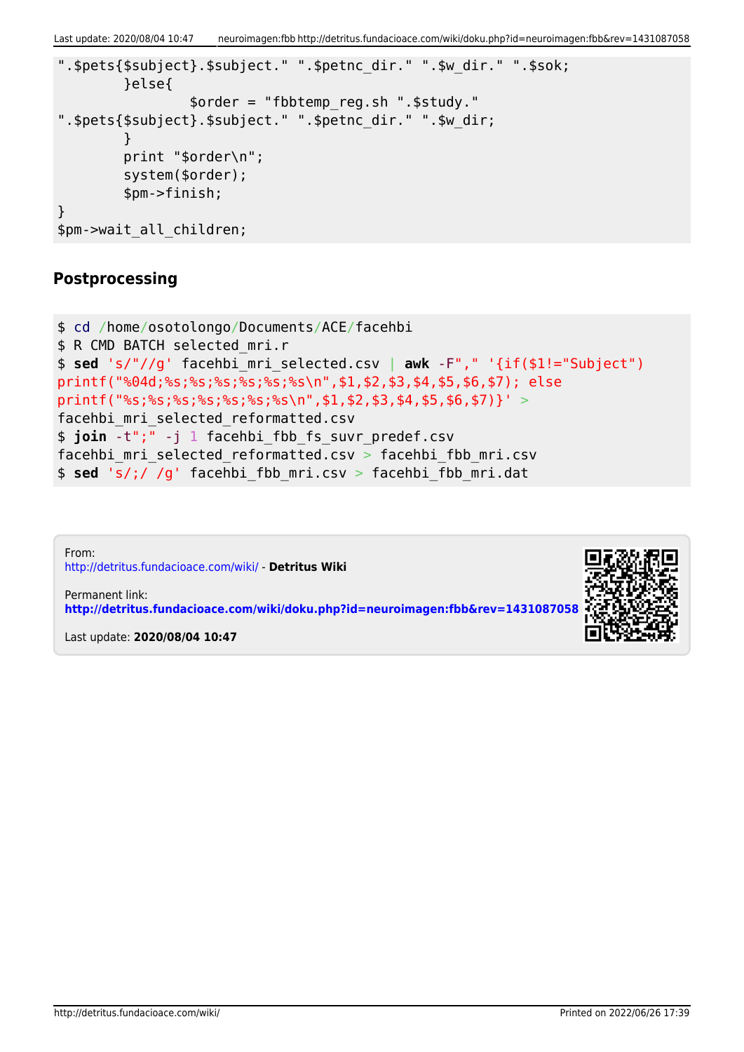```
".$pets{$subject}.$subject." ".$petnc_dir." ".$w_dir." ".$sok;
        }else{
                $order = "fbbtemp_reg.sh ".$study."
".$pets{$subject}.$subject." ".$petnc_dir." ".$w_dir;
        }
        print "$order\n";
        system($order);
        $pm->finish;
}
$pm->wait_all_children;
```

### Postprocessing

```
$ cd /home/osotolongo/Documents/ACE/facehbi
$ R CMD BATCH selected_mri.r
$ sed 's/"//g' facehbi_mri_selected.csv | awk -F"," '{if($1!="Subject")
printf("%04d;%s;%s;%s;%s;%s;%s\n",$1,$2,$3,$4,$5,$6,$7); else
printf("%s;%s;%s;%s;%s;%s;%s\n",$1,$2,$3,$4,$5,$6,$7)}' >
facehbi_mri_selected_reformatted.csv
$ join -t";" -j 1 facehbi_fbb_fs_suvr_predef.csv
facehbi_mri_selected_reformatted.csv > facehbi_fbb_mri.csv
$ sed 's/;/ /g' facehbi_fbb_mri.csv > facehbi_fbb_mri.dat
```

From:
http://detritus.fundacioace.com/wiki/ - **Detritus Wiki**

Permanent link:
**http://detritus.fundacioace.com/wiki/doku.php?id=neuroimagen:fbb&rev=1431087058**

Last update: **2020/08/04 10:47**